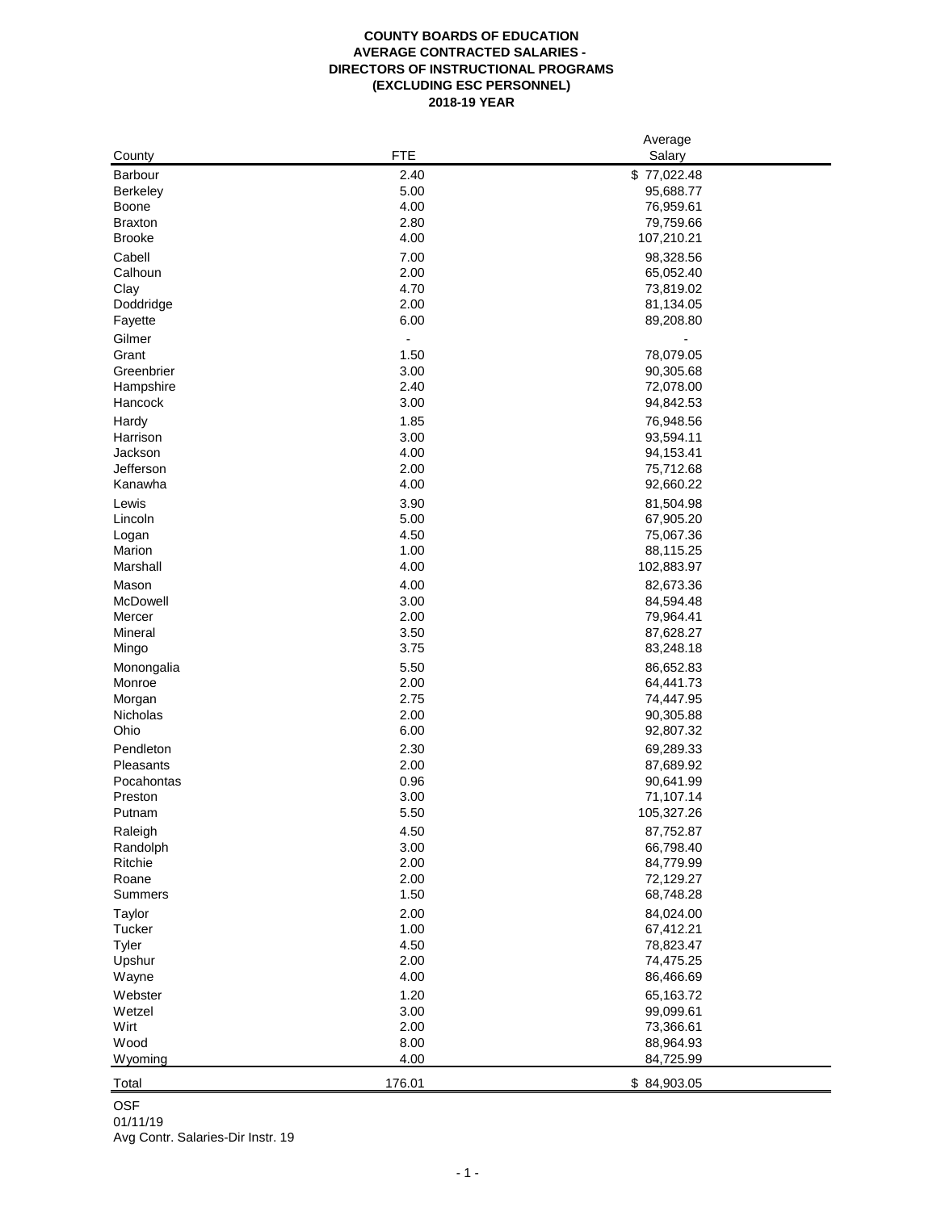**COUNTY BOARDS OF EDUCATION**
**AVERAGE CONTRACTED SALARIES -**
**DIRECTORS OF INSTRUCTIONAL PROGRAMS**
**(EXCLUDING ESC PERSONNEL)**
**2018-19 YEAR**

| County | FTE | Average Salary |
|---|---|---|
| Barbour | 2.40 | $ 77,022.48 |
| Berkeley | 5.00 | 95,688.77 |
| Boone | 4.00 | 76,959.61 |
| Braxton | 2.80 | 79,759.66 |
| Brooke | 4.00 | 107,210.21 |
| Cabell | 7.00 | 98,328.56 |
| Calhoun | 2.00 | 65,052.40 |
| Clay | 4.70 | 73,819.02 |
| Doddridge | 2.00 | 81,134.05 |
| Fayette | 6.00 | 89,208.80 |
| Gilmer | - | - |
| Grant | 1.50 | 78,079.05 |
| Greenbrier | 3.00 | 90,305.68 |
| Hampshire | 2.40 | 72,078.00 |
| Hancock | 3.00 | 94,842.53 |
| Hardy | 1.85 | 76,948.56 |
| Harrison | 3.00 | 93,594.11 |
| Jackson | 4.00 | 94,153.41 |
| Jefferson | 2.00 | 75,712.68 |
| Kanawha | 4.00 | 92,660.22 |
| Lewis | 3.90 | 81,504.98 |
| Lincoln | 5.00 | 67,905.20 |
| Logan | 4.50 | 75,067.36 |
| Marion | 1.00 | 88,115.25 |
| Marshall | 4.00 | 102,883.97 |
| Mason | 4.00 | 82,673.36 |
| McDowell | 3.00 | 84,594.48 |
| Mercer | 2.00 | 79,964.41 |
| Mineral | 3.50 | 87,628.27 |
| Mingo | 3.75 | 83,248.18 |
| Monongalia | 5.50 | 86,652.83 |
| Monroe | 2.00 | 64,441.73 |
| Morgan | 2.75 | 74,447.95 |
| Nicholas | 2.00 | 90,305.88 |
| Ohio | 6.00 | 92,807.32 |
| Pendleton | 2.30 | 69,289.33 |
| Pleasants | 2.00 | 87,689.92 |
| Pocahontas | 0.96 | 90,641.99 |
| Preston | 3.00 | 71,107.14 |
| Putnam | 5.50 | 105,327.26 |
| Raleigh | 4.50 | 87,752.87 |
| Randolph | 3.00 | 66,798.40 |
| Ritchie | 2.00 | 84,779.99 |
| Roane | 2.00 | 72,129.27 |
| Summers | 1.50 | 68,748.28 |
| Taylor | 2.00 | 84,024.00 |
| Tucker | 1.00 | 67,412.21 |
| Tyler | 4.50 | 78,823.47 |
| Upshur | 2.00 | 74,475.25 |
| Wayne | 4.00 | 86,466.69 |
| Webster | 1.20 | 65,163.72 |
| Wetzel | 3.00 | 99,099.61 |
| Wirt | 2.00 | 73,366.61 |
| Wood | 8.00 | 88,964.93 |
| Wyoming | 4.00 | 84,725.99 |
| Total | 176.01 | $ 84,903.05 |

OSF
01/11/19
Avg Contr. Salaries-Dir Instr. 19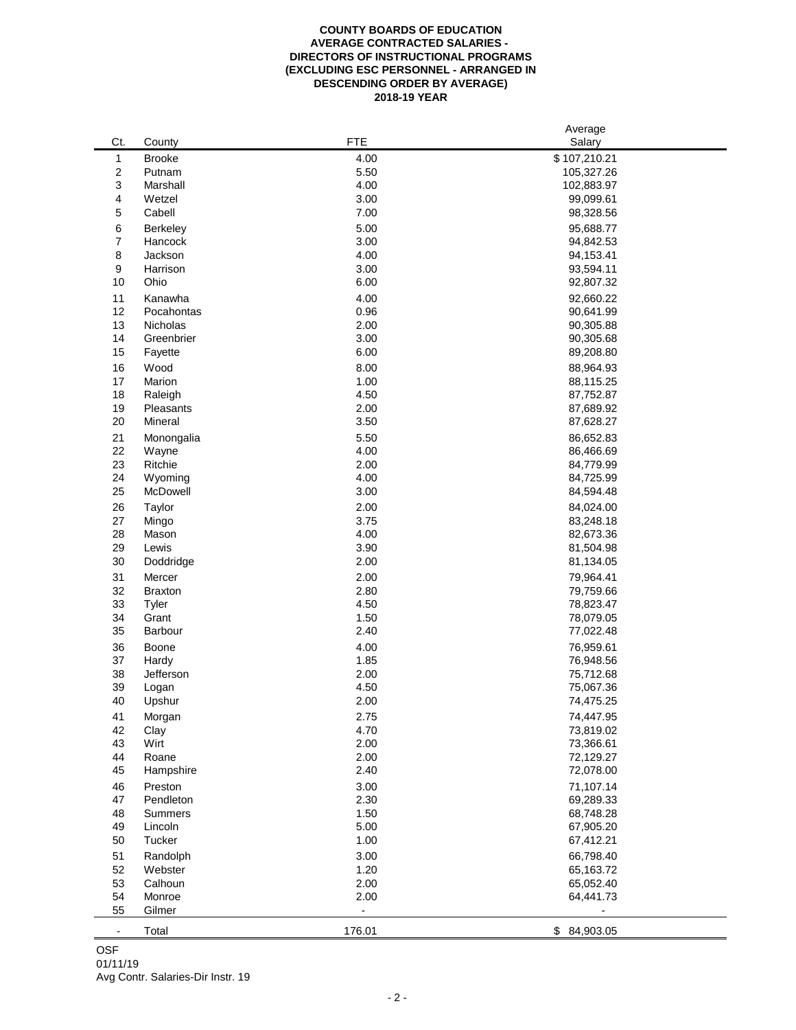**COUNTY BOARDS OF EDUCATION**
**AVERAGE CONTRACTED SALARIES -**
**DIRECTORS OF INSTRUCTIONAL PROGRAMS**
**(EXCLUDING ESC PERSONNEL - ARRANGED IN DESCENDING ORDER BY AVERAGE)**
**2018-19 YEAR**

| Ct. | County | FTE | Average Salary |
|---|---|---|---|
| 1 | Brooke | 4.00 | $ 107,210.21 |
| 2 | Putnam | 5.50 | 105,327.26 |
| 3 | Marshall | 4.00 | 102,883.97 |
| 4 | Wetzel | 3.00 | 99,099.61 |
| 5 | Cabell | 7.00 | 98,328.56 |
| 6 | Berkeley | 5.00 | 95,688.77 |
| 7 | Hancock | 3.00 | 94,842.53 |
| 8 | Jackson | 4.00 | 94,153.41 |
| 9 | Harrison | 3.00 | 93,594.11 |
| 10 | Ohio | 6.00 | 92,807.32 |
| 11 | Kanawha | 4.00 | 92,660.22 |
| 12 | Pocahontas | 0.96 | 90,641.99 |
| 13 | Nicholas | 2.00 | 90,305.88 |
| 14 | Greenbrier | 3.00 | 90,305.68 |
| 15 | Fayette | 6.00 | 89,208.80 |
| 16 | Wood | 8.00 | 88,964.93 |
| 17 | Marion | 1.00 | 88,115.25 |
| 18 | Raleigh | 4.50 | 87,752.87 |
| 19 | Pleasants | 2.00 | 87,689.92 |
| 20 | Mineral | 3.50 | 87,628.27 |
| 21 | Monongalia | 5.50 | 86,652.83 |
| 22 | Wayne | 4.00 | 86,466.69 |
| 23 | Ritchie | 2.00 | 84,779.99 |
| 24 | Wyoming | 4.00 | 84,725.99 |
| 25 | McDowell | 3.00 | 84,594.48 |
| 26 | Taylor | 2.00 | 84,024.00 |
| 27 | Mingo | 3.75 | 83,248.18 |
| 28 | Mason | 4.00 | 82,673.36 |
| 29 | Lewis | 3.90 | 81,504.98 |
| 30 | Doddridge | 2.00 | 81,134.05 |
| 31 | Mercer | 2.00 | 79,964.41 |
| 32 | Braxton | 2.80 | 79,759.66 |
| 33 | Tyler | 4.50 | 78,823.47 |
| 34 | Grant | 1.50 | 78,079.05 |
| 35 | Barbour | 2.40 | 77,022.48 |
| 36 | Boone | 4.00 | 76,959.61 |
| 37 | Hardy | 1.85 | 76,948.56 |
| 38 | Jefferson | 2.00 | 75,712.68 |
| 39 | Logan | 4.50 | 75,067.36 |
| 40 | Upshur | 2.00 | 74,475.25 |
| 41 | Morgan | 2.75 | 74,447.95 |
| 42 | Clay | 4.70 | 73,819.02 |
| 43 | Wirt | 2.00 | 73,366.61 |
| 44 | Roane | 2.00 | 72,129.27 |
| 45 | Hampshire | 2.40 | 72,078.00 |
| 46 | Preston | 3.00 | 71,107.14 |
| 47 | Pendleton | 2.30 | 69,289.33 |
| 48 | Summers | 1.50 | 68,748.28 |
| 49 | Lincoln | 5.00 | 67,905.20 |
| 50 | Tucker | 1.00 | 67,412.21 |
| 51 | Randolph | 3.00 | 66,798.40 |
| 52 | Webster | 1.20 | 65,163.72 |
| 53 | Calhoun | 2.00 | 65,052.40 |
| 54 | Monroe | 2.00 | 64,441.73 |
| 55 | Gilmer | - | - |
| - | Total | 176.01 | $ 84,903.05 |

OSF
01/11/19
Avg Contr. Salaries-Dir Instr. 19